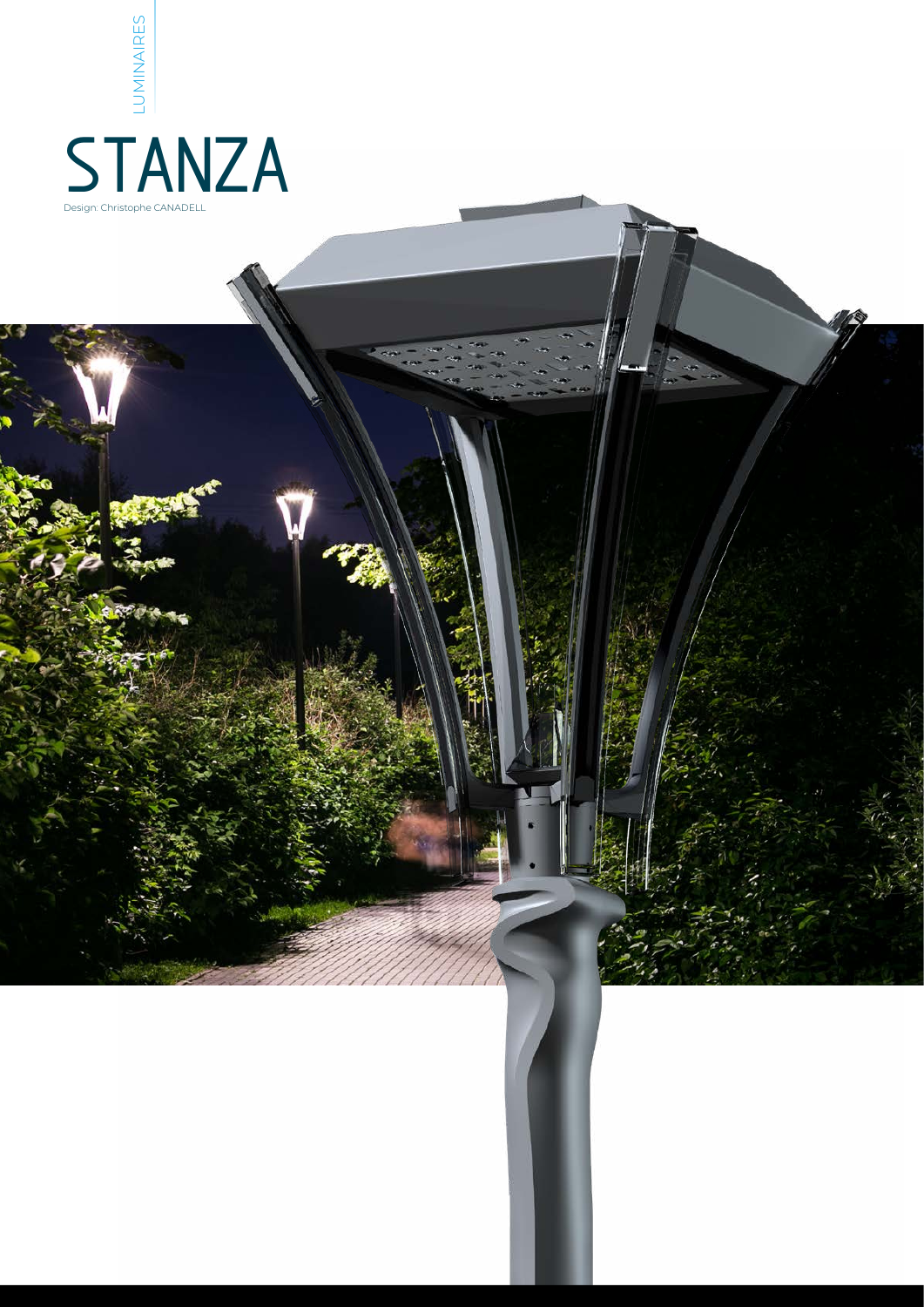LUMINAIRES

# STANZA

Design: Christophe CANADELL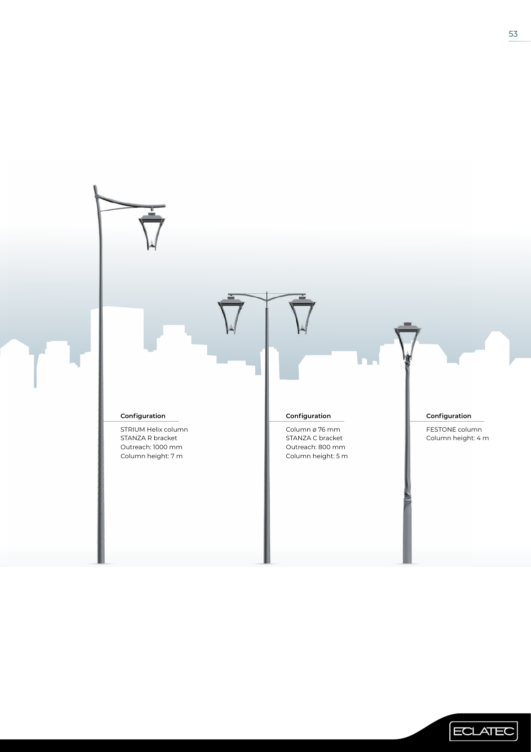**Configuration**

STRIUM Helix column
STANZA R bracket
Outreach: 1000 mm
Column height: 7 m

**Configuration**

Column ø 76 mm
STANZA C bracket
Outreach: 800 mm
Column height: 5 m

**Configuration**

FESTONE column
Column height: 4 m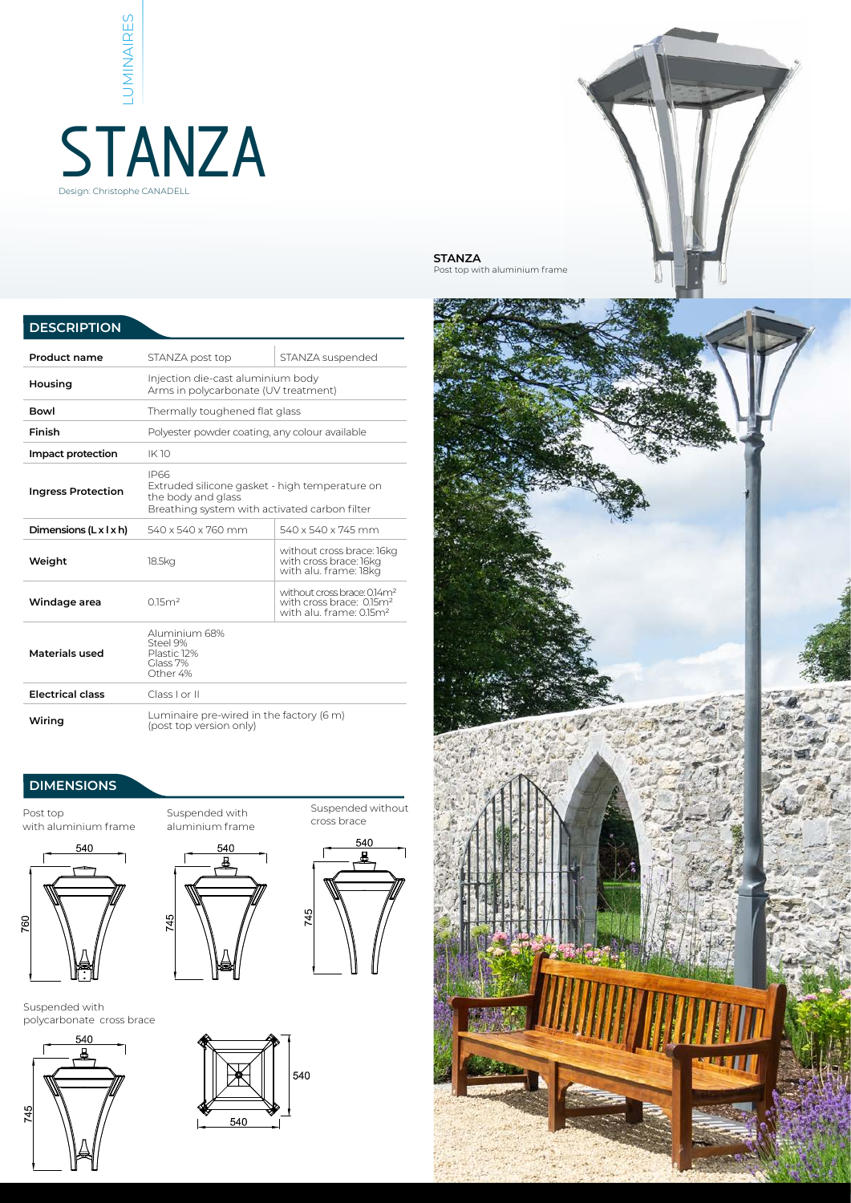LUMINAIRES

# STANZA

Design: Christophe CANADELL

**STANZA**
Post top with aluminium frame

## DESCRIPTION

| Product name | STANZA post top | STANZA suspended |
|---|---|---|
| Housing | Injection die-cast aluminium body<br>Arms in polycarbonate (UV treatment) | |
| Bowl | Thermally toughened flat glass | |
| Finish | Polyester powder coating, any colour available | |
| Impact protection | IK 10 | |
| Ingress Protection | IP66<br>Extruded silicone gasket - high temperature on the body and glass<br>Breathing system with activated carbon filter | |
| Dimensions (L x l x h) | 540 x 540 x 760 mm | 540 x 540 x 745 mm |
| Weight | 18.5kg | without cross brace: 16kg<br>with cross brace: 16kg<br>with alu. frame: 18kg |
| Windage area | 0.15m² | without cross brace: 0.14m²<br>with cross brace: 0.15m²<br>with alu. frame: 0.15m² |
| Materials used | Aluminium 68%<br>Steel 9%<br>Plastic 12%<br>Glass 7%<br>Other 4% | |
| Electrical class | Class I or II | |
| Wiring | Luminaire pre-wired in the factory (6 m)<br>(post top version only) | |

## DIMENSIONS

Post top with aluminium frame

540 / 760

Suspended with aluminium frame

540 / 745

Suspended without cross brace

540 / 745

Suspended with polycarbonate cross brace

540 / 745

540 / 540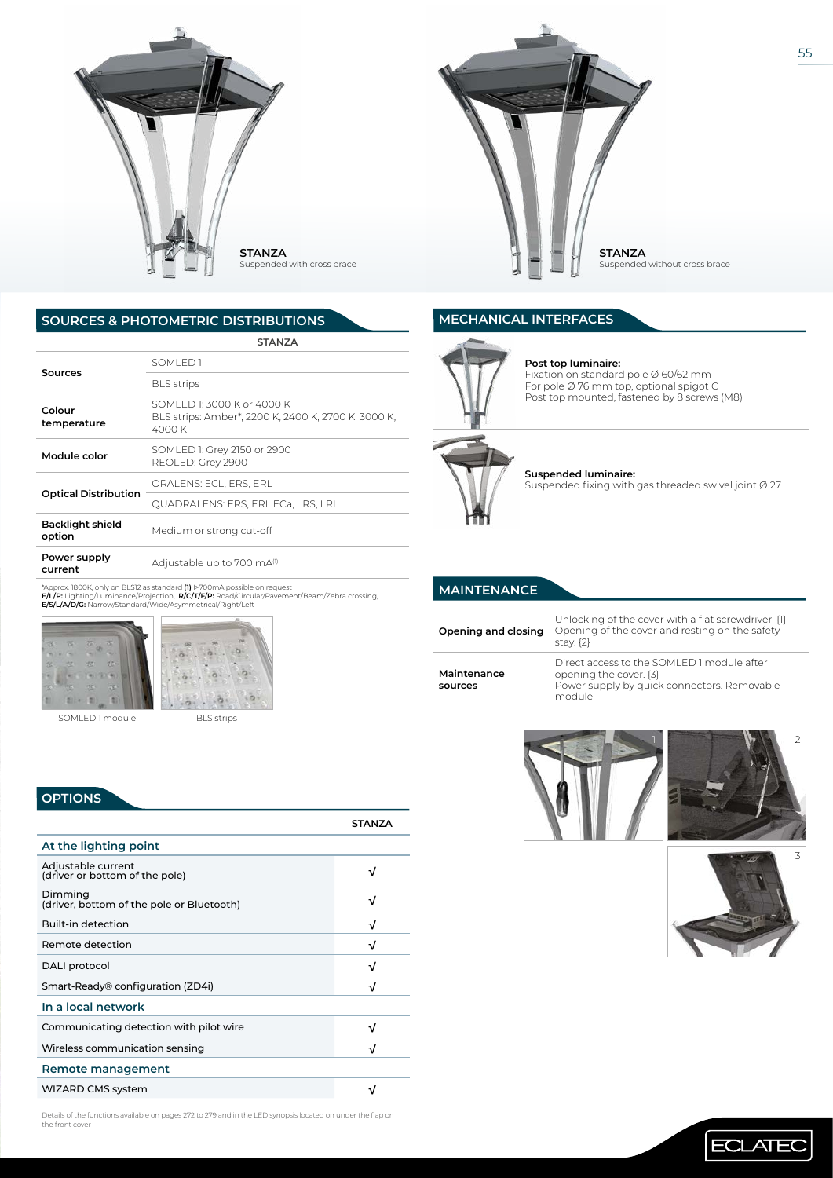**STANZA**
Suspended with cross brace

**STANZA**
Suspended without cross brace

## SOURCES & PHOTOMETRIC DISTRIBUTIONS

| | STANZA |
|---|---|
| **Sources** | SOMLED 1 |
| | BLS strips |
| **Colour temperature** | SOMLED 1: 3000 K or 4000 K<br>BLS strips: Amber*, 2200 K, 2400 K, 2700 K, 3000 K, 4000 K |
| **Module color** | SOMLED 1: Grey 2150 or 2900<br>REOLED: Grey 2900 |
| **Optical Distribution** | ORALENS: ECL, ERS, ERL |
| | QUADRALENS: ERS, ERL,ECa, LRS, LRL |
| **Backlight shield option** | Medium or strong cut-off |
| **Power supply current** | Adjustable up to 700 mA[1] |

*Approx. 1800K, only on BLS12 as standard **(1)** I>700mA possible on request
**E/L/P:** Lighting/Luminance/Projection, **R/C/T/F/P:** Road/Circular/Pavement/Beam/Zebra crossing,
**E/S/L/A/D/G:** Narrow/Standard/Wide/Asymmetrical/Right/Left

SOMLED 1 module

BLS strips

## OPTIONS

| | STANZA |
|---|---|
| **At the lighting point** | |
| Adjustable current (driver or bottom of the pole) | √ |
| Dimming (driver, bottom of the pole or Bluetooth) | √ |
| Built-in detection | √ |
| Remote detection | √ |
| DALI protocol | √ |
| Smart-Ready® configuration (ZD4i) | √ |
| **In a local network** | |
| Communicating detection with pilot wire | √ |
| Wireless communication sensing | √ |
| **Remote management** | |
| WIZARD CMS system | √ |

Details of the functions available on pages 272 to 279 and in the LED synopsis located on under the flap on the front cover

## MECHANICAL INTERFACES

**Post top luminaire:**
Fixation on standard pole Ø 60/62 mm
For pole Ø 76 mm top, optional spigot C
Post top mounted, fastened by 8 screws (M8)

**Suspended luminaire:**
Suspended fixing with gas threaded swivel joint Ø 27

## MAINTENANCE

| | |
|---|---|
| **Opening and closing** | Unlocking of the cover with a flat screwdriver. {1}<br>Opening of the cover and resting on the safety stay. {2} |
| **Maintenance sources** | Direct access to the SOMLED 1 module after opening the cover. {3}<br>Power supply by quick connectors. Removable module. |

1

2

3